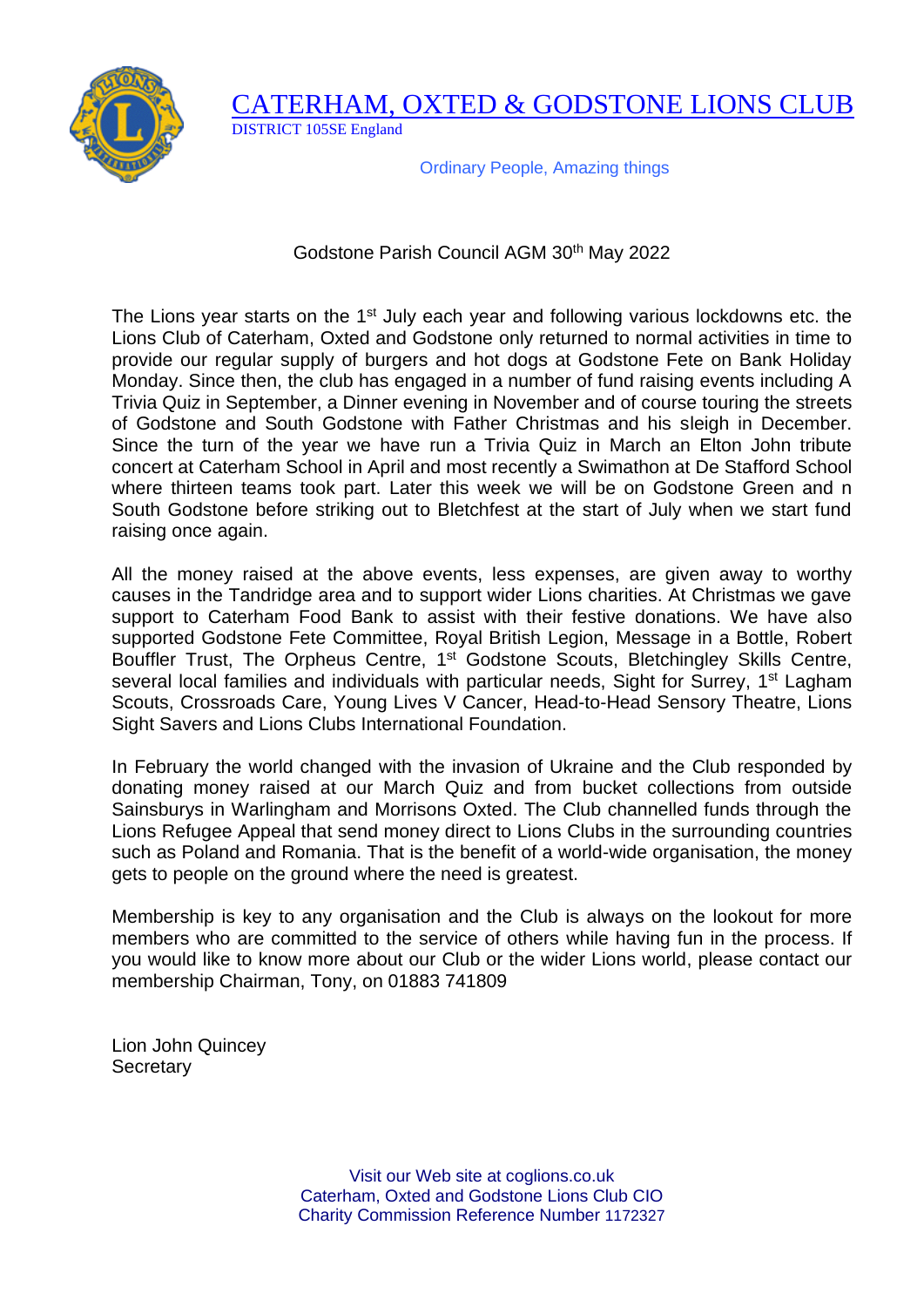# CATERHAM, OXTED & GODSTONE LIONS CLUB

DISTRICT 105SE England

Ordinary People, Amazing things

Godstone Parish Council AGM 30th May 2022

The Lions year starts on the 1st July each year and following various lockdowns etc. the Lions Club of Caterham, Oxted and Godstone only returned to normal activities in time to provide our regular supply of burgers and hot dogs at Godstone Fete on Bank Holiday Monday. Since then, the club has engaged in a number of fund raising events including A Trivia Quiz in September, a Dinner evening in November and of course touring the streets of Godstone and South Godstone with Father Christmas and his sleigh in December. Since the turn of the year we have run a Trivia Quiz in March an Elton John tribute concert at Caterham School in April and most recently a Swimathon at De Stafford School where thirteen teams took part. Later this week we will be on Godstone Green and n South Godstone before striking out to Bletchfest at the start of July when we start fund raising once again.

All the money raised at the above events, less expenses, are given away to worthy causes in the Tandridge area and to support wider Lions charities. At Christmas we gave support to Caterham Food Bank to assist with their festive donations. We have also supported Godstone Fete Committee, Royal British Legion, Message in a Bottle, Robert Bouffler Trust, The Orpheus Centre, 1st Godstone Scouts, Bletchingley Skills Centre, several local families and individuals with particular needs, Sight for Surrey, 1st Lagham Scouts, Crossroads Care, Young Lives V Cancer, Head-to-Head Sensory Theatre, Lions Sight Savers and Lions Clubs International Foundation.

In February the world changed with the invasion of Ukraine and the Club responded by donating money raised at our March Quiz and from bucket collections from outside Sainsburys in Warlingham and Morrisons Oxted. The Club channelled funds through the Lions Refugee Appeal that send money direct to Lions Clubs in the surrounding countries such as Poland and Romania. That is the benefit of a world-wide organisation, the money gets to people on the ground where the need is greatest.

Membership is key to any organisation and the Club is always on the lookout for more members who are committed to the service of others while having fun in the process. If you would like to know more about our Club or the wider Lions world, please contact our membership Chairman, Tony, on 01883 741809

Lion John Quincey
Secretary

Visit our Web site at coglions.co.uk
Caterham, Oxted and Godstone Lions Club CIO
Charity Commission Reference Number 1172327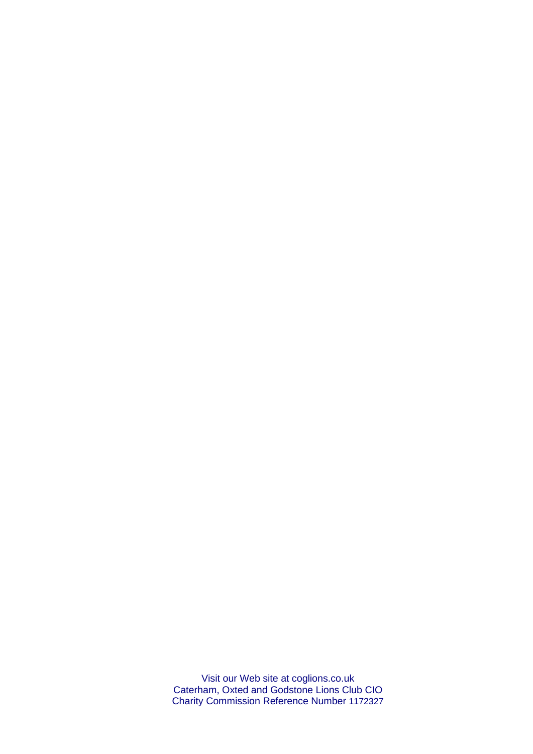Visit our Web site at coglions.co.uk
Caterham, Oxted and Godstone Lions Club CIO
Charity Commission Reference Number 1172327